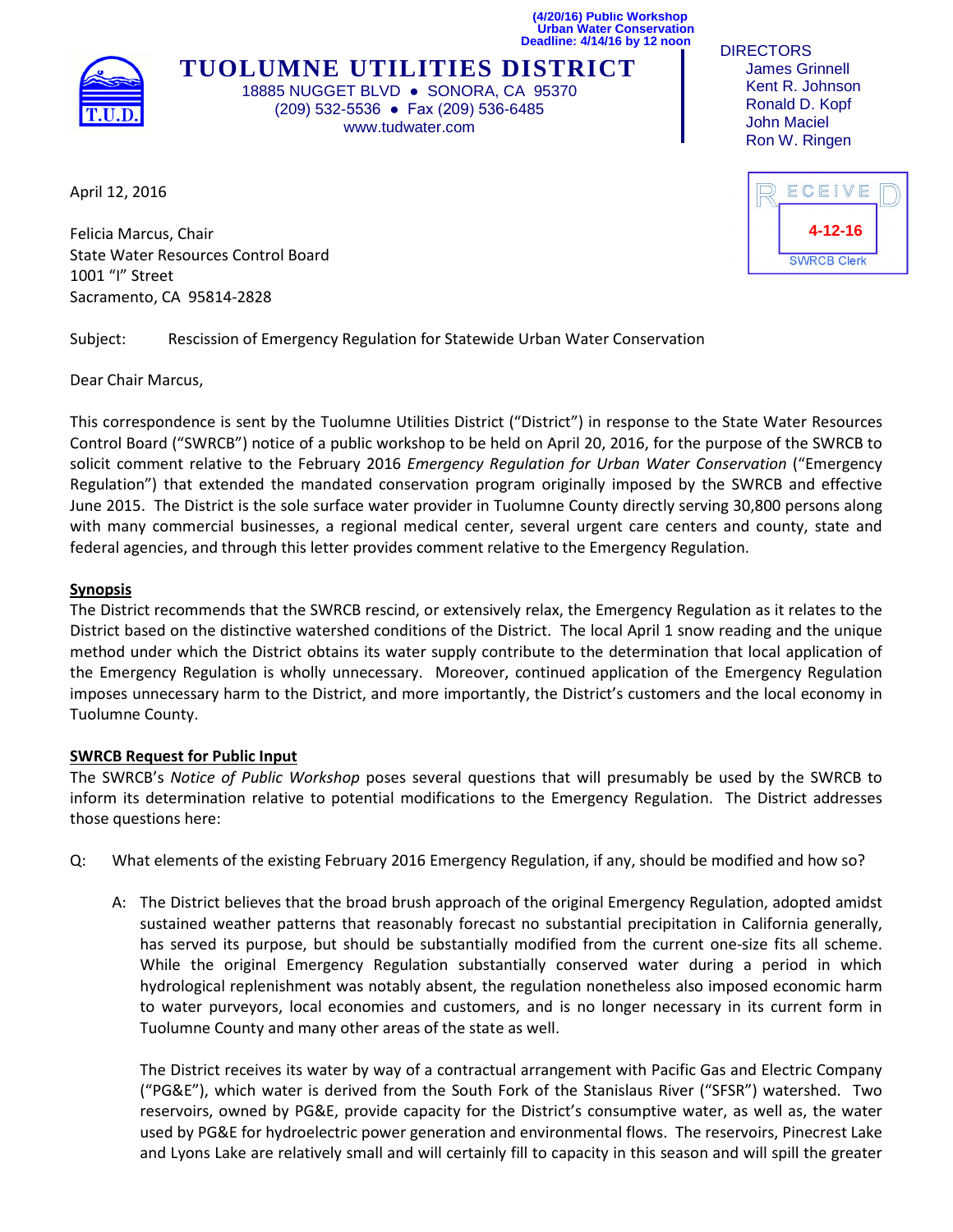(4/20/16) Public Workshop
Urban Water Conservation
Deadline: 4/14/16 by 12 noon

# TUOLUMNE UTILITIES DISTRICT

18885 NUGGET BLVD ● SONORA, CA 95370
(209) 532-5536 ● Fax (209) 536-6485
www.tudwater.com

DIRECTORS
James Grinnell
Kent R. Johnson
Ronald D. Kopf
John Maciel
Ron W. Ringen

RECEIVED
4-12-16
SWRCB Clerk

April 12, 2016

Felicia Marcus, Chair
State Water Resources Control Board
1001 "I" Street
Sacramento, CA 95814-2828

Subject: Rescission of Emergency Regulation for Statewide Urban Water Conservation

Dear Chair Marcus,

This correspondence is sent by the Tuolumne Utilities District ("District") in response to the State Water Resources Control Board ("SWRCB") notice of a public workshop to be held on April 20, 2016, for the purpose of the SWRCB to solicit comment relative to the February 2016 *Emergency Regulation for Urban Water Conservation* ("Emergency Regulation") that extended the mandated conservation program originally imposed by the SWRCB and effective June 2015. The District is the sole surface water provider in Tuolumne County directly serving 30,800 persons along with many commercial businesses, a regional medical center, several urgent care centers and county, state and federal agencies, and through this letter provides comment relative to the Emergency Regulation.

**Synopsis**

The District recommends that the SWRCB rescind, or extensively relax, the Emergency Regulation as it relates to the District based on the distinctive watershed conditions of the District. The local April 1 snow reading and the unique method under which the District obtains its water supply contribute to the determination that local application of the Emergency Regulation is wholly unnecessary. Moreover, continued application of the Emergency Regulation imposes unnecessary harm to the District, and more importantly, the District's customers and the local economy in Tuolumne County.

**SWRCB Request for Public Input**

The SWRCB's *Notice of Public Workshop* poses several questions that will presumably be used by the SWRCB to inform its determination relative to potential modifications to the Emergency Regulation. The District addresses those questions here:

Q: What elements of the existing February 2016 Emergency Regulation, if any, should be modified and how so?

A: The District believes that the broad brush approach of the original Emergency Regulation, adopted amidst sustained weather patterns that reasonably forecast no substantial precipitation in California generally, has served its purpose, but should be substantially modified from the current one-size fits all scheme. While the original Emergency Regulation substantially conserved water during a period in which hydrological replenishment was notably absent, the regulation nonetheless also imposed economic harm to water purveyors, local economies and customers, and is no longer necessary in its current form in Tuolumne County and many other areas of the state as well.

The District receives its water by way of a contractual arrangement with Pacific Gas and Electric Company ("PG&E"), which water is derived from the South Fork of the Stanislaus River ("SFSR") watershed. Two reservoirs, owned by PG&E, provide capacity for the District's consumptive water, as well as, the water used by PG&E for hydroelectric power generation and environmental flows. The reservoirs, Pinecrest Lake and Lyons Lake are relatively small and will certainly fill to capacity in this season and will spill the greater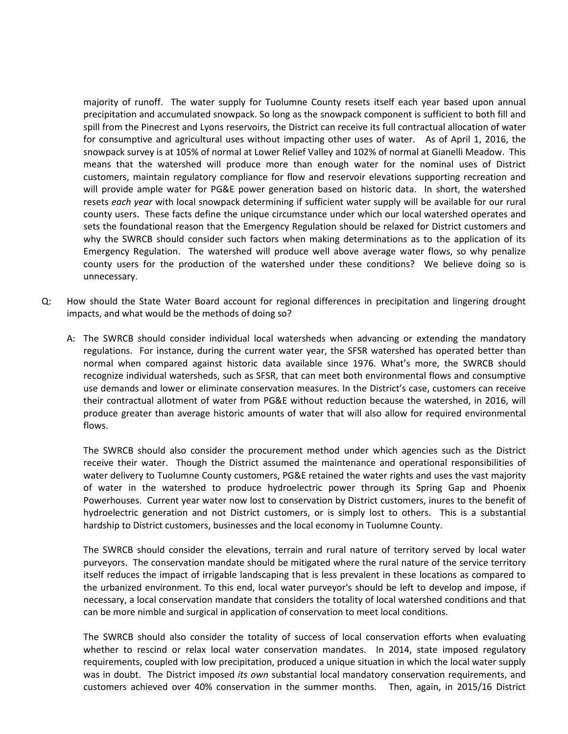majority of runoff. The water supply for Tuolumne County resets itself each year based upon annual precipitation and accumulated snowpack. So long as the snowpack component is sufficient to both fill and spill from the Pinecrest and Lyons reservoirs, the District can receive its full contractual allocation of water for consumptive and agricultural uses without impacting other uses of water. As of April 1, 2016, the snowpack survey is at 105% of normal at Lower Relief Valley and 102% of normal at Gianelli Meadow. This means that the watershed will produce more than enough water for the nominal uses of District customers, maintain regulatory compliance for flow and reservoir elevations supporting recreation and will provide ample water for PG&E power generation based on historic data. In short, the watershed resets *each year* with local snowpack determining if sufficient water supply will be available for our rural county users. These facts define the unique circumstance under which our local watershed operates and sets the foundational reason that the Emergency Regulation should be relaxed for District customers and why the SWRCB should consider such factors when making determinations as to the application of its Emergency Regulation. The watershed will produce well above average water flows, so why penalize county users for the production of the watershed under these conditions? We believe doing so is unnecessary.

Q: How should the State Water Board account for regional differences in precipitation and lingering drought impacts, and what would be the methods of doing so?

A: The SWRCB should consider individual local watersheds when advancing or extending the mandatory regulations. For instance, during the current water year, the SFSR watershed has operated better than normal when compared against historic data available since 1976. What's more, the SWRCB should recognize individual watersheds, such as SFSR, that can meet both environmental flows and consumptive use demands and lower or eliminate conservation measures. In the District's case, customers can receive their contractual allotment of water from PG&E without reduction because the watershed, in 2016, will produce greater than average historic amounts of water that will also allow for required environmental flows.

The SWRCB should also consider the procurement method under which agencies such as the District receive their water. Though the District assumed the maintenance and operational responsibilities of water delivery to Tuolumne County customers, PG&E retained the water rights and uses the vast majority of water in the watershed to produce hydroelectric power through its Spring Gap and Phoenix Powerhouses. Current year water now lost to conservation by District customers, inures to the benefit of hydroelectric generation and not District customers, or is simply lost to others. This is a substantial hardship to District customers, businesses and the local economy in Tuolumne County.

The SWRCB should consider the elevations, terrain and rural nature of territory served by local water purveyors. The conservation mandate should be mitigated where the rural nature of the service territory itself reduces the impact of irrigable landscaping that is less prevalent in these locations as compared to the urbanized environment. To this end, local water purveyor's should be left to develop and impose, if necessary, a local conservation mandate that considers the totality of local watershed conditions and that can be more nimble and surgical in application of conservation to meet local conditions.

The SWRCB should also consider the totality of success of local conservation efforts when evaluating whether to rescind or relax local water conservation mandates. In 2014, state imposed regulatory requirements, coupled with low precipitation, produced a unique situation in which the local water supply was in doubt. The District imposed *its own* substantial local mandatory conservation requirements, and customers achieved over 40% conservation in the summer months. Then, again, in 2015/16 District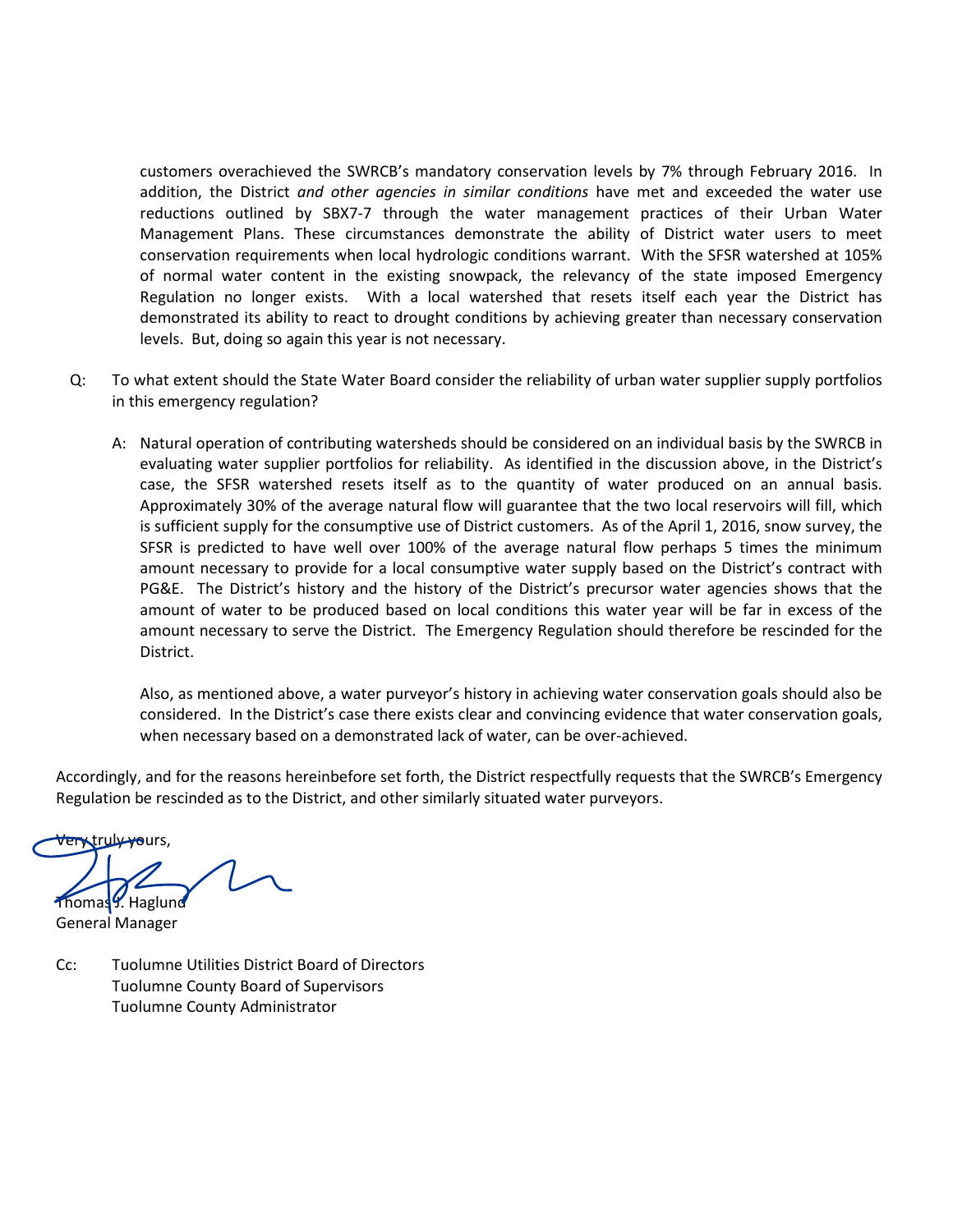customers overachieved the SWRCB's mandatory conservation levels by 7% through February 2016. In addition, the District *and other agencies in similar conditions* have met and exceeded the water use reductions outlined by SBX7-7 through the water management practices of their Urban Water Management Plans. These circumstances demonstrate the ability of District water users to meet conservation requirements when local hydrologic conditions warrant. With the SFSR watershed at 105% of normal water content in the existing snowpack, the relevancy of the state imposed Emergency Regulation no longer exists. With a local watershed that resets itself each year the District has demonstrated its ability to react to drought conditions by achieving greater than necessary conservation levels. But, doing so again this year is not necessary.

Q: To what extent should the State Water Board consider the reliability of urban water supplier supply portfolios in this emergency regulation?

A: Natural operation of contributing watersheds should be considered on an individual basis by the SWRCB in evaluating water supplier portfolios for reliability. As identified in the discussion above, in the District's case, the SFSR watershed resets itself as to the quantity of water produced on an annual basis. Approximately 30% of the average natural flow will guarantee that the two local reservoirs will fill, which is sufficient supply for the consumptive use of District customers. As of the April 1, 2016, snow survey, the SFSR is predicted to have well over 100% of the average natural flow perhaps 5 times the minimum amount necessary to provide for a local consumptive water supply based on the District's contract with PG&E. The District's history and the history of the District's precursor water agencies shows that the amount of water to be produced based on local conditions this water year will be far in excess of the amount necessary to serve the District. The Emergency Regulation should therefore be rescinded for the District.

Also, as mentioned above, a water purveyor's history in achieving water conservation goals should also be considered. In the District's case there exists clear and convincing evidence that water conservation goals, when necessary based on a demonstrated lack of water, can be over-achieved.

Accordingly, and for the reasons hereinbefore set forth, the District respectfully requests that the SWRCB's Emergency Regulation be rescinded as to the District, and other similarly situated water purveyors.

Very truly yours,

Thomas J. Haglund
General Manager

Cc: Tuolumne Utilities District Board of Directors
Tuolumne County Board of Supervisors
Tuolumne County Administrator